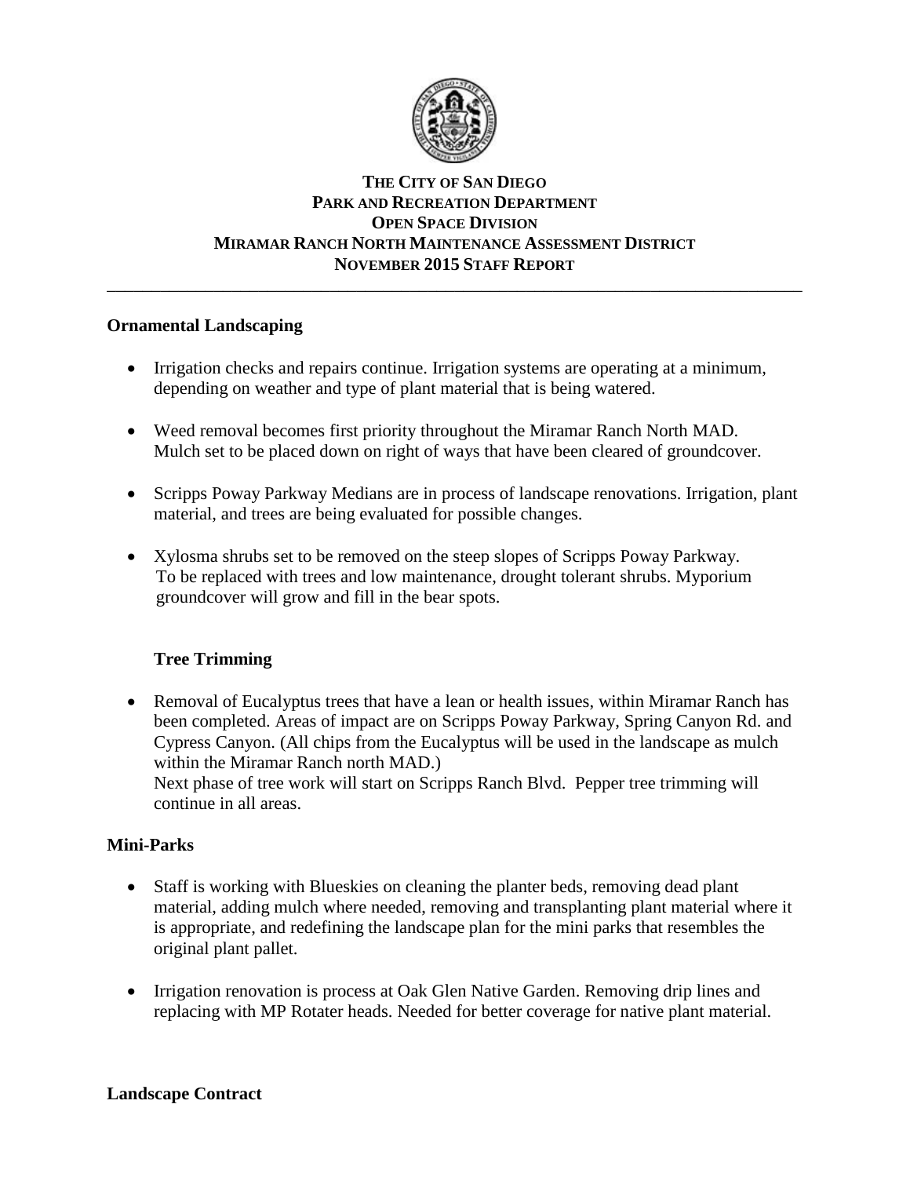**THE CITY OF SAN DIEGO**
**PARK AND RECREATION DEPARTMENT**
**OPEN SPACE DIVISION**
**MIRAMAR RANCH NORTH MAINTENANCE ASSESSMENT DISTRICT**
**NOVEMBER 2015 STAFF REPORT**

---

## Ornamental Landscaping

- Irrigation checks and repairs continue. Irrigation systems are operating at a minimum, depending on weather and type of plant material that is being watered.

- Weed removal becomes first priority throughout the Miramar Ranch North MAD. Mulch set to be placed down on right of ways that have been cleared of groundcover.

- Scripps Poway Parkway Medians are in process of landscape renovations. Irrigation, plant material, and trees are being evaluated for possible changes.

- Xylosma shrubs set to be removed on the steep slopes of Scripps Poway Parkway. To be replaced with trees and low maintenance, drought tolerant shrubs. Myporium groundcover will grow and fill in the bear spots.

## Tree Trimming

- Removal of Eucalyptus trees that have a lean or health issues, within Miramar Ranch has been completed. Areas of impact are on Scripps Poway Parkway, Spring Canyon Rd. and Cypress Canyon. (All chips from the Eucalyptus will be used in the landscape as mulch within the Miramar Ranch north MAD.)
  Next phase of tree work will start on Scripps Ranch Blvd. Pepper tree trimming will continue in all areas.

## Mini-Parks

- Staff is working with Blueskies on cleaning the planter beds, removing dead plant material, adding mulch where needed, removing and transplanting plant material where it is appropriate, and redefining the landscape plan for the mini parks that resembles the original plant pallet.

- Irrigation renovation is process at Oak Glen Native Garden. Removing drip lines and replacing with MP Rotater heads. Needed for better coverage for native plant material.

## Landscape Contract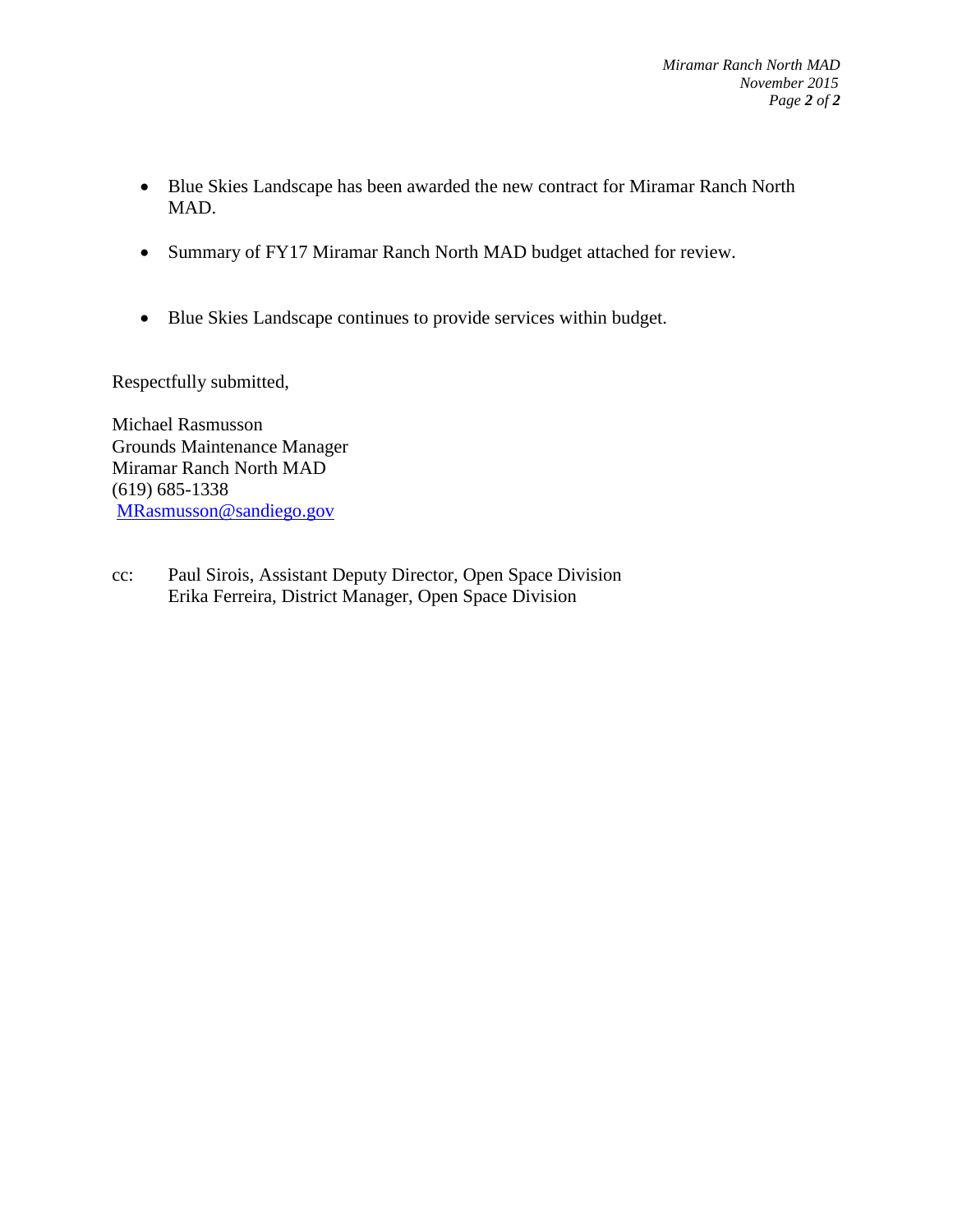- Blue Skies Landscape has been awarded the new contract for Miramar Ranch North MAD.

- Summary of FY17 Miramar Ranch North MAD budget attached for review.

- Blue Skies Landscape continues to provide services within budget.

Respectfully submitted,

Michael Rasmusson
Grounds Maintenance Manager
Miramar Ranch North MAD
(619) 685-1338
MRasmusson@sandiego.gov

cc: Paul Sirois, Assistant Deputy Director, Open Space Division
Erika Ferreira, District Manager, Open Space Division